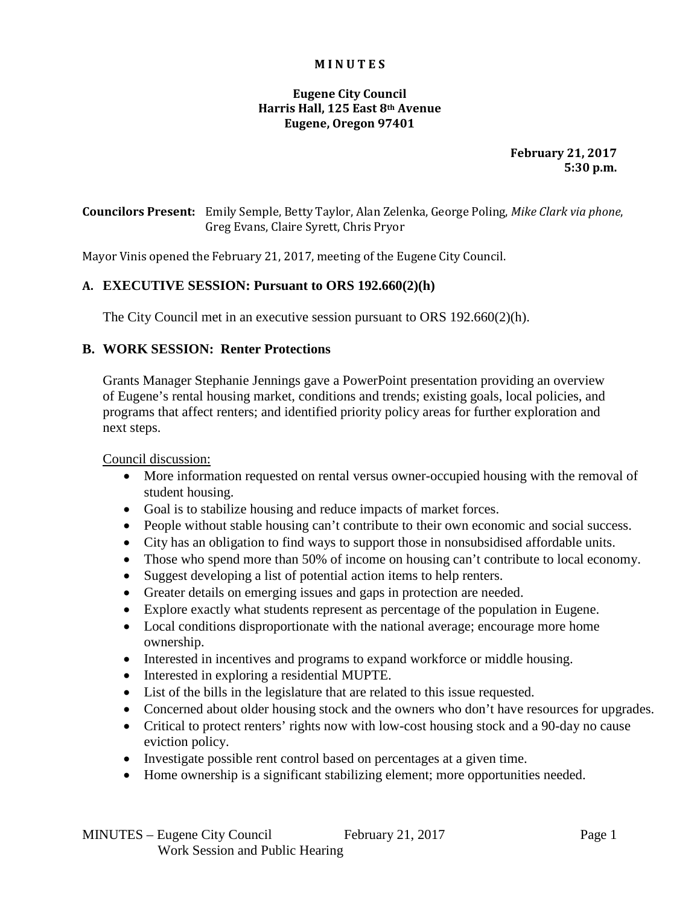# MINUTES

## Eugene City Council
## Harris Hall, 125 East 8th Avenue
## Eugene, Oregon 97401

**February 21, 2017**
**5:30 p.m.**

**Councilors Present:** Emily Semple, Betty Taylor, Alan Zelenka, George Poling, *Mike Clark via phone*, Greg Evans, Claire Syrett, Chris Pryor

Mayor Vinis opened the February 21, 2017, meeting of the Eugene City Council.

### A. EXECUTIVE SESSION: Pursuant to ORS 192.660(2)(h)

The City Council met in an executive session pursuant to ORS 192.660(2)(h).

### B. WORK SESSION: Renter Protections

Grants Manager Stephanie Jennings gave a PowerPoint presentation providing an overview of Eugene's rental housing market, conditions and trends; existing goals, local policies, and programs that affect renters; and identified priority policy areas for further exploration and next steps.

Council discussion:

- More information requested on rental versus owner-occupied housing with the removal of student housing.
- Goal is to stabilize housing and reduce impacts of market forces.
- People without stable housing can't contribute to their own economic and social success.
- City has an obligation to find ways to support those in nonsubsidised affordable units.
- Those who spend more than 50% of income on housing can't contribute to local economy.
- Suggest developing a list of potential action items to help renters.
- Greater details on emerging issues and gaps in protection are needed.
- Explore exactly what students represent as percentage of the population in Eugene.
- Local conditions disproportionate with the national average; encourage more home ownership.
- Interested in incentives and programs to expand workforce or middle housing.
- Interested in exploring a residential MUPTE.
- List of the bills in the legislature that are related to this issue requested.
- Concerned about older housing stock and the owners who don't have resources for upgrades.
- Critical to protect renters' rights now with low-cost housing stock and a 90-day no cause eviction policy.
- Investigate possible rent control based on percentages at a given time.
- Home ownership is a significant stabilizing element; more opportunities needed.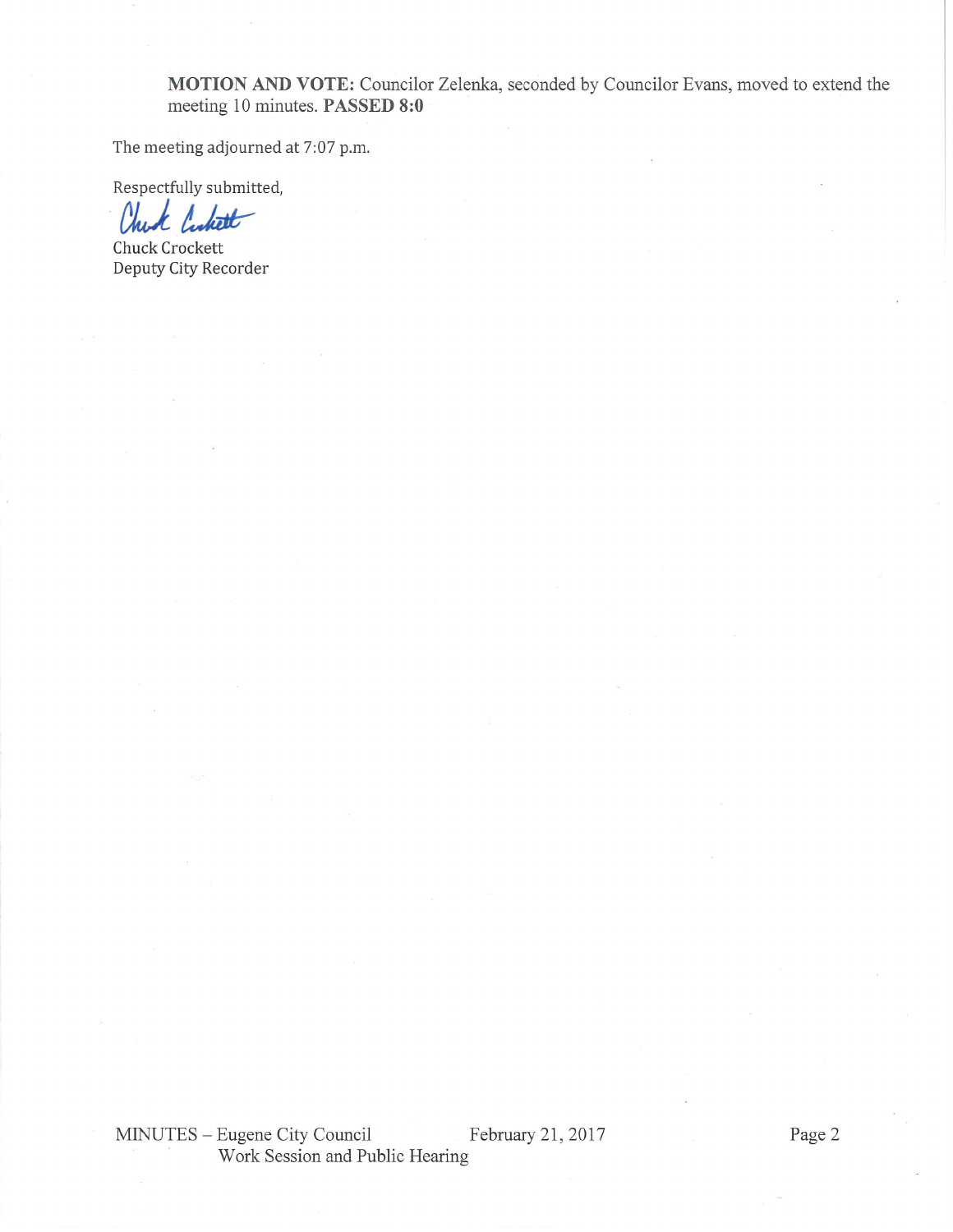**MOTION AND VOTE:** Councilor Zelenka, seconded by Councilor Evans, moved to extend the meeting 10 minutes. **PASSED 8:0**

The meeting adjourned at 7:07 p.m.

Respectfully submitted,

Chuck Crockett
Deputy City Recorder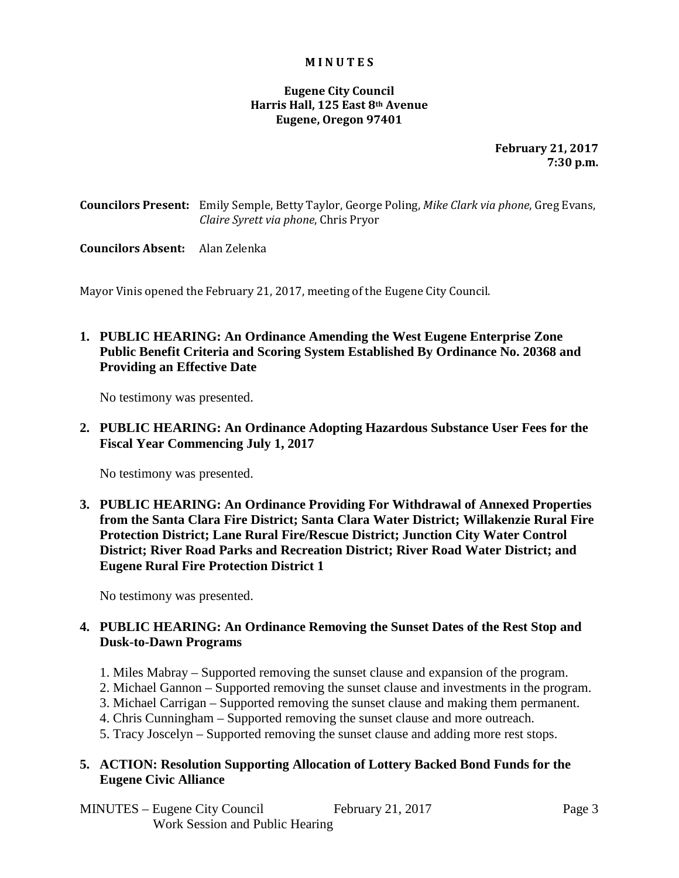**M I N U T E S**

**Eugene City Council**
**Harris Hall, 125 East 8th Avenue**
**Eugene, Oregon 97401**

**February 21, 2017**
**7:30 p.m.**

**Councilors Present:** Emily Semple, Betty Taylor, George Poling, *Mike Clark via phone*, Greg Evans, *Claire Syrett via phone*, Chris Pryor

**Councilors Absent:** Alan Zelenka

Mayor Vinis opened the February 21, 2017, meeting of the Eugene City Council.

**1. PUBLIC HEARING: An Ordinance Amending the West Eugene Enterprise Zone Public Benefit Criteria and Scoring System Established By Ordinance No. 20368 and Providing an Effective Date**

No testimony was presented.

**2. PUBLIC HEARING: An Ordinance Adopting Hazardous Substance User Fees for the Fiscal Year Commencing July 1, 2017**

No testimony was presented.

**3. PUBLIC HEARING: An Ordinance Providing For Withdrawal of Annexed Properties from the Santa Clara Fire District; Santa Clara Water District; Willakenzie Rural Fire Protection District; Lane Rural Fire/Rescue District; Junction City Water Control District; River Road Parks and Recreation District; River Road Water District; and Eugene Rural Fire Protection District 1**

No testimony was presented.

**4. PUBLIC HEARING: An Ordinance Removing the Sunset Dates of the Rest Stop and Dusk-to-Dawn Programs**

1. Miles Mabray – Supported removing the sunset clause and expansion of the program.
2. Michael Gannon – Supported removing the sunset clause and investments in the program.
3. Michael Carrigan – Supported removing the sunset clause and making them permanent.
4. Chris Cunningham – Supported removing the sunset clause and more outreach.
5. Tracy Joscelyn – Supported removing the sunset clause and adding more rest stops.

**5. ACTION: Resolution Supporting Allocation of Lottery Backed Bond Funds for the Eugene Civic Alliance**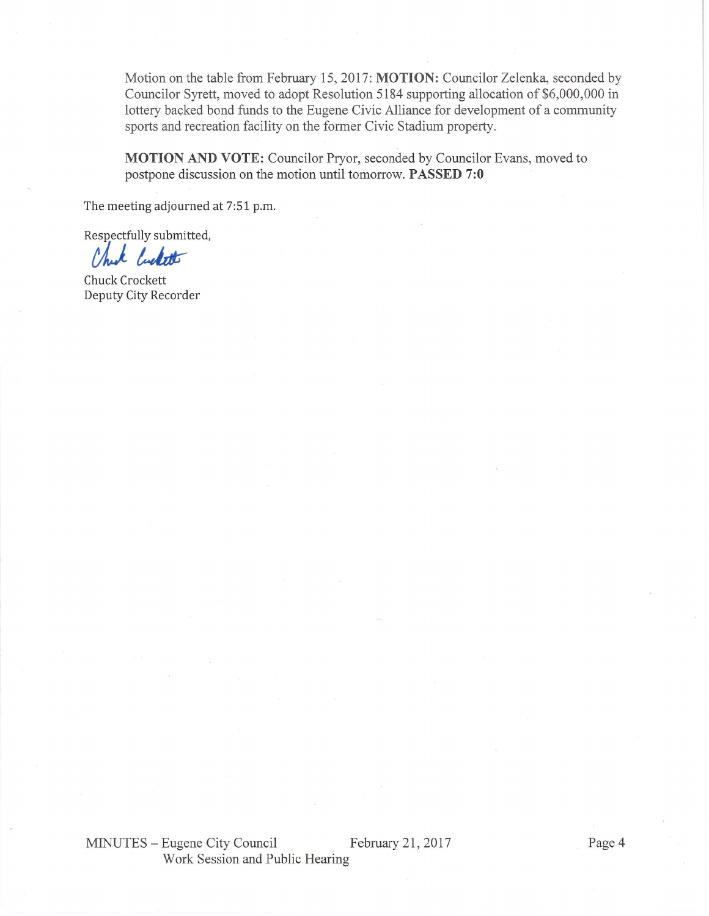Motion on the table from February 15, 2017: **MOTION:** Councilor Zelenka, seconded by Councilor Syrett, moved to adopt Resolution 5184 supporting allocation of $6,000,000 in lottery backed bond funds to the Eugene Civic Alliance for development of a community sports and recreation facility on the former Civic Stadium property.

**MOTION AND VOTE:** Councilor Pryor, seconded by Councilor Evans, moved to postpone discussion on the motion until tomorrow. **PASSED 7:0**

The meeting adjourned at 7:51 p.m.

Respectfully submitted,

Chuck Crockett
Deputy City Recorder